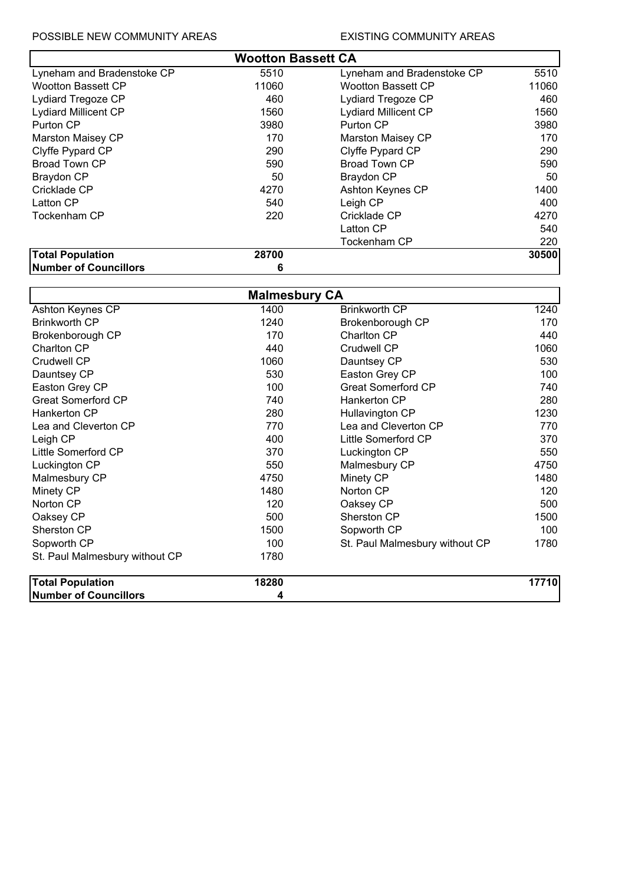POSSIBLE NEW COMMUNITY AREAS | EXISTING COMMUNITY AREAS

## Wootton Bassett CA

| | | | |
|---|---|---|---|
| Lyneham and Bradenstoke CP | 5510 | Lyneham and Bradenstoke CP | 5510 |
| Wootton Bassett CP | 11060 | Wootton Bassett CP | 11060 |
| Lydiard Tregoze CP | 460 | Lydiard Tregoze CP | 460 |
| Lydiard Millicent CP | 1560 | Lydiard Millicent CP | 1560 |
| Purton CP | 3980 | Purton CP | 3980 |
| Marston Maisey CP | 170 | Marston Maisey CP | 170 |
| Clyffe Pypard CP | 290 | Clyffe Pypard CP | 290 |
| Broad Town CP | 590 | Broad Town CP | 590 |
| Braydon CP | 50 | Braydon CP | 50 |
| Cricklade CP | 4270 | Ashton Keynes CP | 1400 |
| Latton CP | 540 | Leigh CP | 400 |
| Tockenham CP | 220 | Cricklade CP | 4270 |
| | | Latton CP | 540 |
| | | Tockenham CP | 220 |
| **Total Population** | **28700** | | **30500** |
| **Number of Councillors** | **6** | | |

## Malmesbury CA

| | | | |
|---|---|---|---|
| Ashton Keynes CP | 1400 | Brinkworth CP | 1240 |
| Brinkworth CP | 1240 | Brokenborough CP | 170 |
| Brokenborough CP | 170 | Charlton CP | 440 |
| Charlton CP | 440 | Crudwell CP | 1060 |
| Crudwell CP | 1060 | Dauntsey CP | 530 |
| Dauntsey CP | 530 | Easton Grey CP | 100 |
| Easton Grey CP | 100 | Great Somerford CP | 740 |
| Great Somerford CP | 740 | Hankerton CP | 280 |
| Hankerton CP | 280 | Hullavington CP | 1230 |
| Lea and Cleverton CP | 770 | Lea and Cleverton CP | 770 |
| Leigh CP | 400 | Little Somerford CP | 370 |
| Little Somerford CP | 370 | Luckington CP | 550 |
| Luckington CP | 550 | Malmesbury CP | 4750 |
| Malmesbury CP | 4750 | Minety CP | 1480 |
| Minety CP | 1480 | Norton CP | 120 |
| Norton CP | 120 | Oaksey CP | 500 |
| Oaksey CP | 500 | Sherston CP | 1500 |
| Sherston CP | 1500 | Sopworth CP | 100 |
| Sopworth CP | 100 | St. Paul Malmesbury without CP | 1780 |
| St. Paul Malmesbury without CP | 1780 | | |
| **Total Population** | **18280** | | **17710** |
| **Number of Councillors** | **4** | | |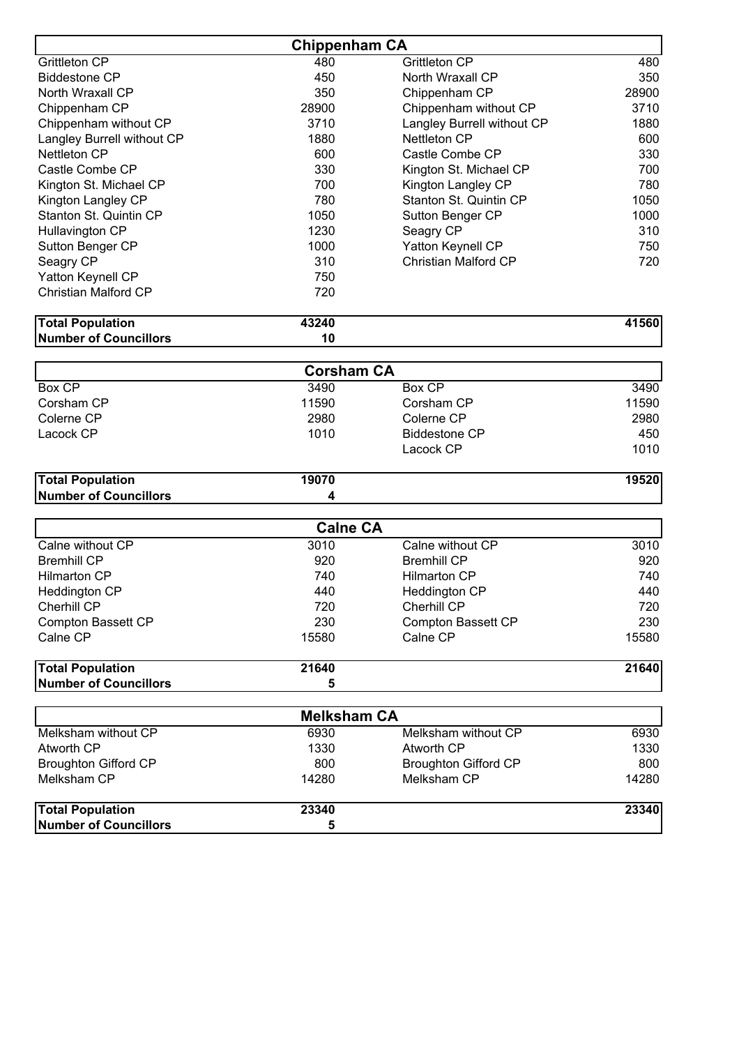| Chippenham CA | | | |
|---|---|---|---|
| Grittleton CP | 480 | Grittleton CP | 480 |
| Biddestone CP | 450 | North Wraxall CP | 350 |
| North Wraxall CP | 350 | Chippenham CP | 28900 |
| Chippenham CP | 28900 | Chippenham without CP | 3710 |
| Chippenham without CP | 3710 | Langley Burrell without CP | 1880 |
| Langley Burrell without CP | 1880 | Nettleton CP | 600 |
| Nettleton CP | 600 | Castle Combe CP | 330 |
| Castle Combe CP | 330 | Kington St. Michael CP | 700 |
| Kington St. Michael CP | 700 | Kington Langley CP | 780 |
| Kington Langley CP | 780 | Stanton St. Quintin CP | 1050 |
| Stanton St. Quintin CP | 1050 | Sutton Benger CP | 1000 |
| Hullavington CP | 1230 | Seagry CP | 310 |
| Sutton Benger CP | 1000 | Yatton Keynell CP | 750 |
| Seagry CP | 310 | Christian Malford CP | 720 |
| Yatton Keynell CP | 750 | | |
| Christian Malford CP | 720 | | |
| **Total Population** | **43240** | | **41560** |
| **Number of Councillors** | **10** | | |

| Corsham CA | | | |
|---|---|---|---|
| Box CP | 3490 | Box CP | 3490 |
| Corsham CP | 11590 | Corsham CP | 11590 |
| Colerne CP | 2980 | Colerne CP | 2980 |
| Lacock CP | 1010 | Biddestone CP | 450 |
| | | Lacock CP | 1010 |
| **Total Population** | **19070** | | **19520** |
| **Number of Councillors** | **4** | | |

| Calne CA | | | |
|---|---|---|---|
| Calne without CP | 3010 | Calne without CP | 3010 |
| Bremhill CP | 920 | Bremhill CP | 920 |
| Hilmarton CP | 740 | Hilmarton CP | 740 |
| Heddington CP | 440 | Heddington CP | 440 |
| Cherhill CP | 720 | Cherhill CP | 720 |
| Compton Bassett CP | 230 | Compton Bassett CP | 230 |
| Calne CP | 15580 | Calne CP | 15580 |
| **Total Population** | **21640** | | **21640** |
| **Number of Councillors** | **5** | | |

| Melksham CA | | | |
|---|---|---|---|
| Melksham without CP | 6930 | Melksham without CP | 6930 |
| Atworth CP | 1330 | Atworth CP | 1330 |
| Broughton Gifford CP | 800 | Broughton Gifford CP | 800 |
| Melksham CP | 14280 | Melksham CP | 14280 |
| **Total Population** | **23340** | | **23340** |
| **Number of Councillors** | **5** | | |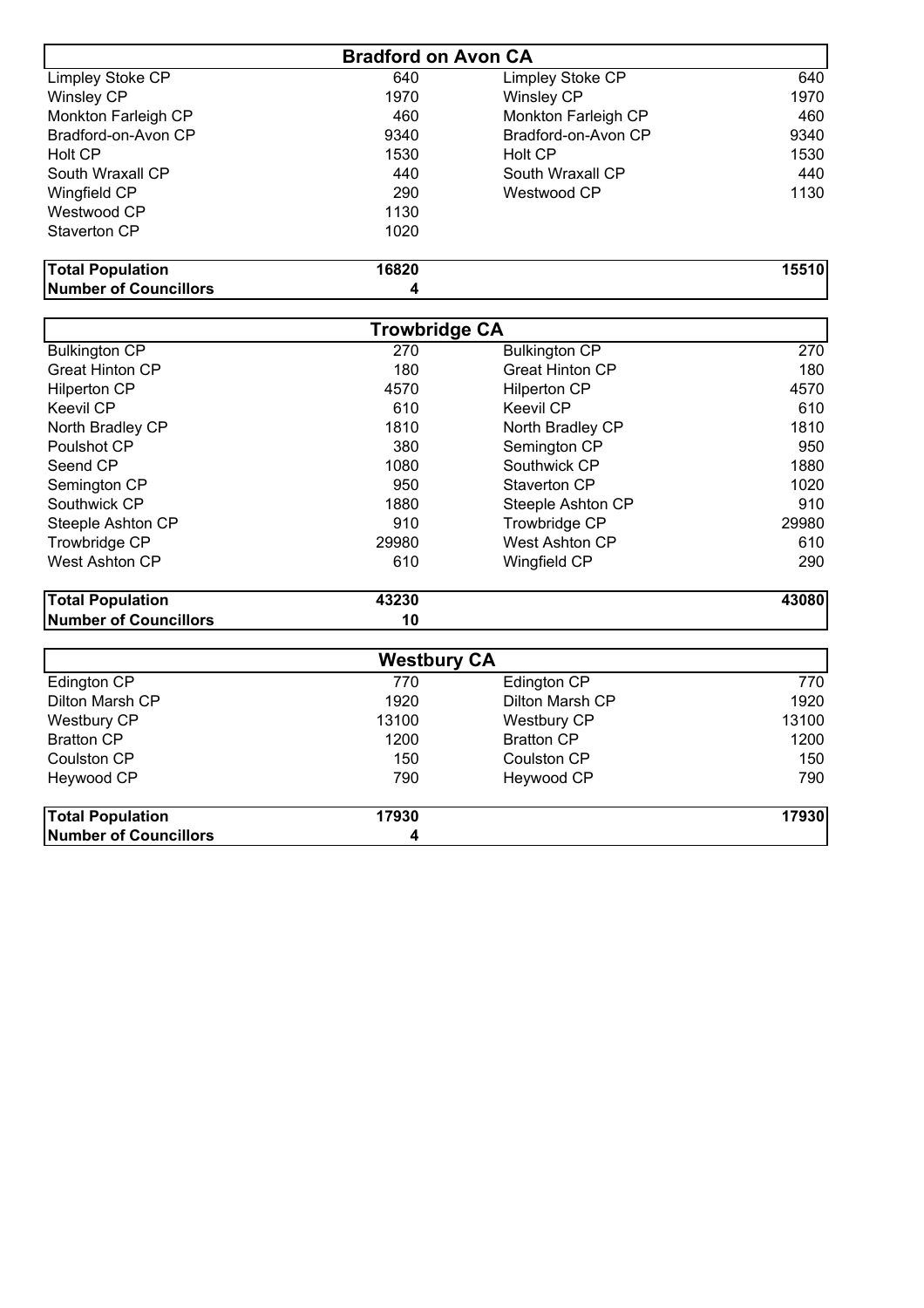| Bradford on Avon CA | | | |
|---|---|---|---|
| Limpley Stoke CP | 640 | Limpley Stoke CP | 640 |
| Winsley CP | 1970 | Winsley CP | 1970 |
| Monkton Farleigh CP | 460 | Monkton Farleigh CP | 460 |
| Bradford-on-Avon CP | 9340 | Bradford-on-Avon CP | 9340 |
| Holt CP | 1530 | Holt CP | 1530 |
| South Wraxall CP | 440 | South Wraxall CP | 440 |
| Wingfield CP | 290 | Westwood CP | 1130 |
| Westwood CP | 1130 | | |
| Staverton CP | 1020 | | |
| **Total Population** | **16820** | | **15510** |
| **Number of Councillors** | **4** | | |

| Trowbridge CA | | | |
|---|---|---|---|
| Bulkington CP | 270 | Bulkington CP | 270 |
| Great Hinton CP | 180 | Great Hinton CP | 180 |
| Hilperton CP | 4570 | Hilperton CP | 4570 |
| Keevil CP | 610 | Keevil CP | 610 |
| North Bradley CP | 1810 | North Bradley CP | 1810 |
| Poulshot CP | 380 | Semington CP | 950 |
| Seend CP | 1080 | Southwick CP | 1880 |
| Semington CP | 950 | Staverton CP | 1020 |
| Southwick CP | 1880 | Steeple Ashton CP | 910 |
| Steeple Ashton CP | 910 | Trowbridge CP | 29980 |
| Trowbridge CP | 29980 | West Ashton CP | 610 |
| West Ashton CP | 610 | Wingfield CP | 290 |
| **Total Population** | **43230** | | **43080** |
| **Number of Councillors** | **10** | | |

| Westbury CA | | | |
|---|---|---|---|
| Edington CP | 770 | Edington CP | 770 |
| Dilton Marsh CP | 1920 | Dilton Marsh CP | 1920 |
| Westbury CP | 13100 | Westbury CP | 13100 |
| Bratton CP | 1200 | Bratton CP | 1200 |
| Coulston CP | 150 | Coulston CP | 150 |
| Heywood CP | 790 | Heywood CP | 790 |
| **Total Population** | **17930** | | **17930** |
| **Number of Councillors** | **4** | | |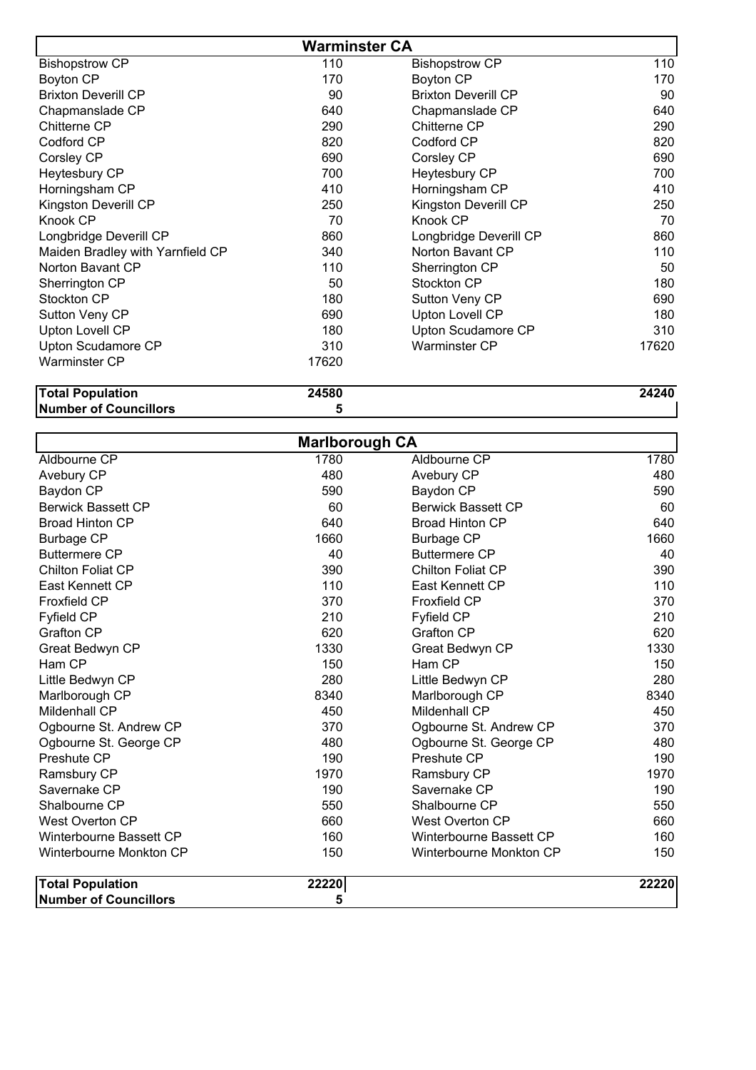## Warminster CA

| | | | |
|---|---|---|---|
| Bishopstrow CP | 110 | Bishopstrow CP | 110 |
| Boyton CP | 170 | Boyton CP | 170 |
| Brixton Deverill CP | 90 | Brixton Deverill CP | 90 |
| Chapmanslade CP | 640 | Chapmanslade CP | 640 |
| Chitterne CP | 290 | Chitterne CP | 290 |
| Codford CP | 820 | Codford CP | 820 |
| Corsley CP | 690 | Corsley CP | 690 |
| Heytesbury CP | 700 | Heytesbury CP | 700 |
| Horningsham CP | 410 | Horningsham CP | 410 |
| Kingston Deverill CP | 250 | Kingston Deverill CP | 250 |
| Knook CP | 70 | Knook CP | 70 |
| Longbridge Deverill CP | 860 | Longbridge Deverill CP | 860 |
| Maiden Bradley with Yarnfield CP | 340 | Norton Bavant CP | 110 |
| Norton Bavant CP | 110 | Sherrington CP | 50 |
| Sherrington CP | 50 | Stockton CP | 180 |
| Stockton CP | 180 | Sutton Veny CP | 690 |
| Sutton Veny CP | 690 | Upton Lovell CP | 180 |
| Upton Lovell CP | 180 | Upton Scudamore CP | 310 |
| Upton Scudamore CP | 310 | Warminster CP | 17620 |
| Warminster CP | 17620 | | |
| **Total Population** | **24580** | | **24240** |
| **Number of Councillors** | **5** | | |

## Marlborough CA

| | | | |
|---|---|---|---|
| Aldbourne CP | 1780 | Aldbourne CP | 1780 |
| Avebury CP | 480 | Avebury CP | 480 |
| Baydon CP | 590 | Baydon CP | 590 |
| Berwick Bassett CP | 60 | Berwick Bassett CP | 60 |
| Broad Hinton CP | 640 | Broad Hinton CP | 640 |
| Burbage CP | 1660 | Burbage CP | 1660 |
| Buttermere CP | 40 | Buttermere CP | 40 |
| Chilton Foliat CP | 390 | Chilton Foliat CP | 390 |
| East Kennett CP | 110 | East Kennett CP | 110 |
| Froxfield CP | 370 | Froxfield CP | 370 |
| Fyfield CP | 210 | Fyfield CP | 210 |
| Grafton CP | 620 | Grafton CP | 620 |
| Great Bedwyn CP | 1330 | Great Bedwyn CP | 1330 |
| Ham CP | 150 | Ham CP | 150 |
| Little Bedwyn CP | 280 | Little Bedwyn CP | 280 |
| Marlborough CP | 8340 | Marlborough CP | 8340 |
| Mildenhall CP | 450 | Mildenhall CP | 450 |
| Ogbourne St. Andrew CP | 370 | Ogbourne St. Andrew CP | 370 |
| Ogbourne St. George CP | 480 | Ogbourne St. George CP | 480 |
| Preshute CP | 190 | Preshute CP | 190 |
| Ramsbury CP | 1970 | Ramsbury CP | 1970 |
| Savernake CP | 190 | Savernake CP | 190 |
| Shalbourne CP | 550 | Shalbourne CP | 550 |
| West Overton CP | 660 | West Overton CP | 660 |
| Winterbourne Bassett CP | 160 | Winterbourne Bassett CP | 160 |
| Winterbourne Monkton CP | 150 | Winterbourne Monkton CP | 150 |
| **Total Population** | **22220** | | **22220** |
| **Number of Councillors** | **5** | | |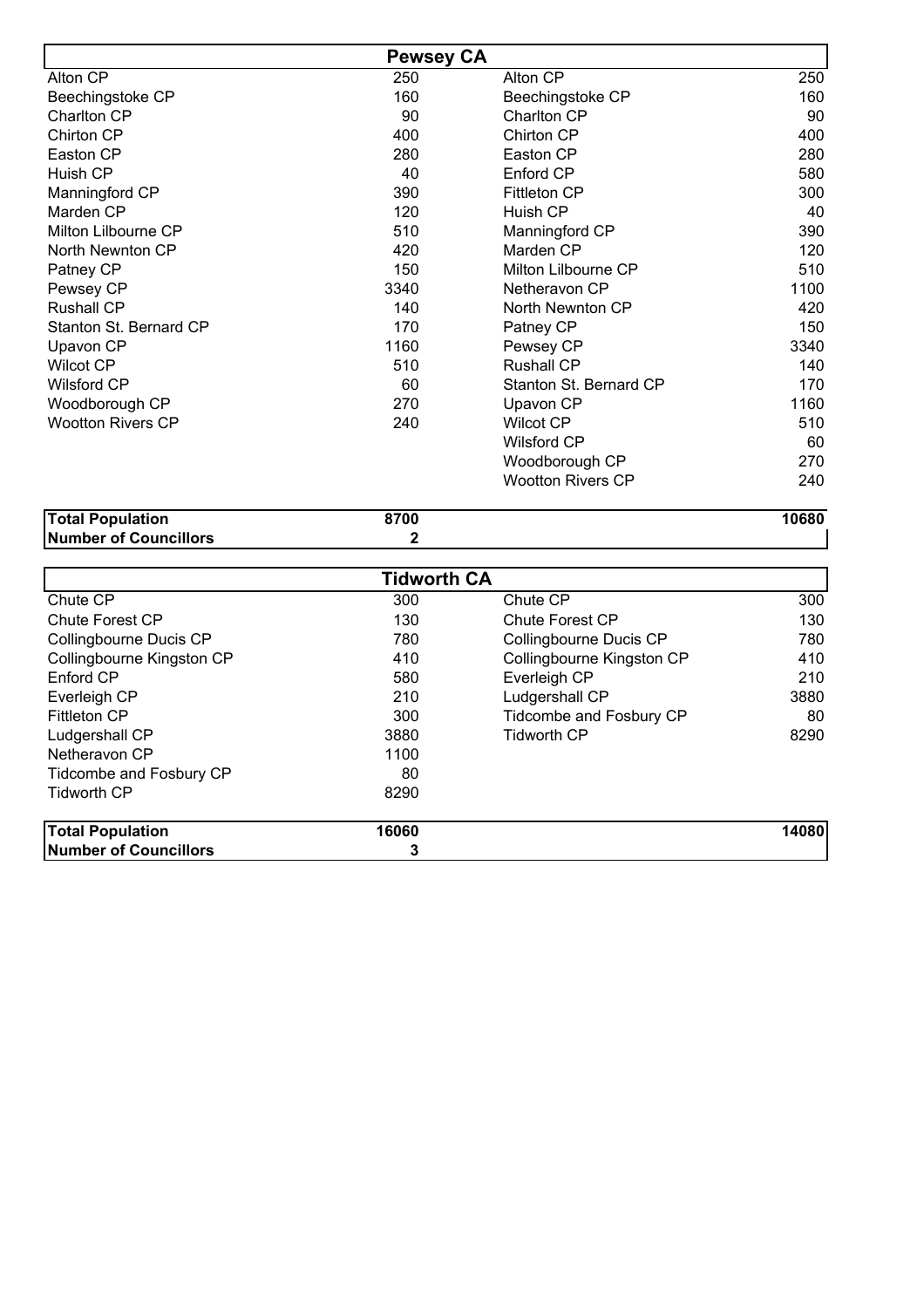| Pewsey CA | | | |
|---|---|---|---|
| Alton CP | 250 | Alton CP | 250 |
| Beechingstoke CP | 160 | Beechingstoke CP | 160 |
| Charlton CP | 90 | Charlton CP | 90 |
| Chirton CP | 400 | Chirton CP | 400 |
| Easton CP | 280 | Easton CP | 280 |
| Huish CP | 40 | Enford CP | 580 |
| Manningford CP | 390 | Fittleton CP | 300 |
| Marden CP | 120 | Huish CP | 40 |
| Milton Lilbourne CP | 510 | Manningford CP | 390 |
| North Newnton CP | 420 | Marden CP | 120 |
| Patney CP | 150 | Milton Lilbourne CP | 510 |
| Pewsey CP | 3340 | Netheravon CP | 1100 |
| Rushall CP | 140 | North Newnton CP | 420 |
| Stanton St. Bernard CP | 170 | Patney CP | 150 |
| Upavon CP | 1160 | Pewsey CP | 3340 |
| Wilcot CP | 510 | Rushall CP | 140 |
| Wilsford CP | 60 | Stanton St. Bernard CP | 170 |
| Woodborough CP | 270 | Upavon CP | 1160 |
| Wootton Rivers CP | 240 | Wilcot CP | 510 |
| | | Wilsford CP | 60 |
| | | Woodborough CP | 270 |
| | | Wootton Rivers CP | 240 |
| **Total Population** | **8700** | | **10680** |
| **Number of Councillors** | **2** | | |

| Tidworth CA | | | |
|---|---|---|---|
| Chute CP | 300 | Chute CP | 300 |
| Chute Forest CP | 130 | Chute Forest CP | 130 |
| Collingbourne Ducis CP | 780 | Collingbourne Ducis CP | 780 |
| Collingbourne Kingston CP | 410 | Collingbourne Kingston CP | 410 |
| Enford CP | 580 | Everleigh CP | 210 |
| Everleigh CP | 210 | Ludgershall CP | 3880 |
| Fittleton CP | 300 | Tidcombe and Fosbury CP | 80 |
| Ludgershall CP | 3880 | Tidworth CP | 8290 |
| Netheravon CP | 1100 | | |
| Tidcombe and Fosbury CP | 80 | | |
| Tidworth CP | 8290 | | |
| **Total Population** | **16060** | | **14080** |
| **Number of Councillors** | **3** | | |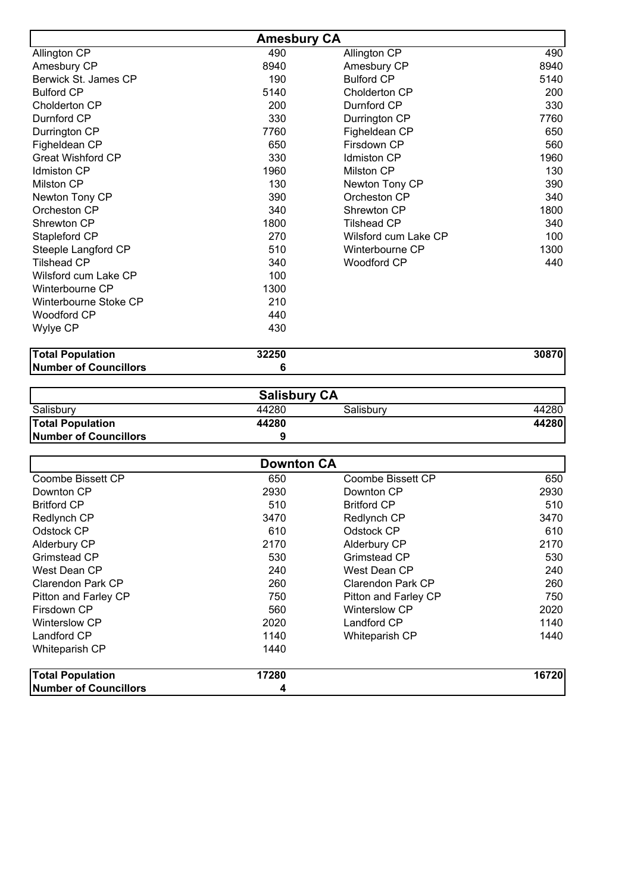| Amesbury CA | | | |
|---|---|---|---|
| Allington CP | 490 | Allington CP | 490 |
| Amesbury CP | 8940 | Amesbury CP | 8940 |
| Berwick St. James CP | 190 | Bulford CP | 5140 |
| Bulford CP | 5140 | Cholderton CP | 200 |
| Cholderton CP | 200 | Durnford CP | 330 |
| Durnford CP | 330 | Durrington CP | 7760 |
| Durrington CP | 7760 | Figheldean CP | 650 |
| Figheldean CP | 650 | Firsdown CP | 560 |
| Great Wishford CP | 330 | Idmiston CP | 1960 |
| Idmiston CP | 1960 | Milston CP | 130 |
| Milston CP | 130 | Newton Tony CP | 390 |
| Newton Tony CP | 390 | Orcheston CP | 340 |
| Orcheston CP | 340 | Shrewton CP | 1800 |
| Shrewton CP | 1800 | Tilshead CP | 340 |
| Stapleford CP | 270 | Wilsford cum Lake CP | 100 |
| Steeple Langford CP | 510 | Winterbourne CP | 1300 |
| Tilshead CP | 340 | Woodford CP | 440 |
| Wilsford cum Lake CP | 100 | | |
| Winterbourne CP | 1300 | | |
| Winterbourne Stoke CP | 210 | | |
| Woodford CP | 440 | | |
| Wylye CP | 430 | | |
| **Total Population** | **32250** | | **30870** |
| **Number of Councillors** | **6** | | |

| Salisbury CA | | | |
|---|---|---|---|
| Salisbury | 44280 | Salisbury | 44280 |
| **Total Population** | **44280** | | **44280** |
| **Number of Councillors** | **9** | | |

| Downton CA | | | |
|---|---|---|---|
| Coombe Bissett CP | 650 | Coombe Bissett CP | 650 |
| Downton CP | 2930 | Downton CP | 2930 |
| Britford CP | 510 | Britford CP | 510 |
| Redlynch CP | 3470 | Redlynch CP | 3470 |
| Odstock CP | 610 | Odstock CP | 610 |
| Alderbury CP | 2170 | Alderbury CP | 2170 |
| Grimstead CP | 530 | Grimstead CP | 530 |
| West Dean CP | 240 | West Dean CP | 240 |
| Clarendon Park CP | 260 | Clarendon Park CP | 260 |
| Pitton and Farley CP | 750 | Pitton and Farley CP | 750 |
| Firsdown CP | 560 | Winterslow CP | 2020 |
| Winterslow CP | 2020 | Landford CP | 1140 |
| Landford CP | 1140 | Whiteparish CP | 1440 |
| Whiteparish CP | 1440 | | |
| **Total Population** | **17280** | | **16720** |
| **Number of Councillors** | **4** | | |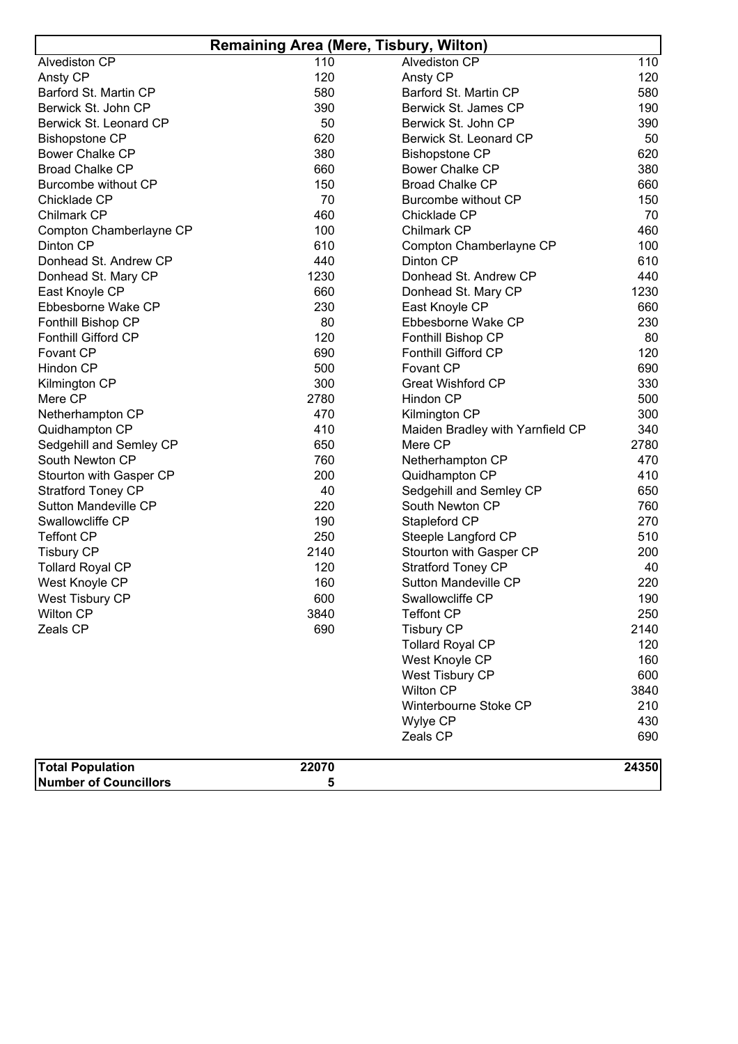| Remaining Area (Mere, Tisbury, Wilton) | | | |
|---|---|---|---|
| Alvediston CP | 110 | Alvediston CP | 110 |
| Ansty CP | 120 | Ansty CP | 120 |
| Barford St. Martin CP | 580 | Barford St. Martin CP | 580 |
| Berwick St. John CP | 390 | Berwick St. James CP | 190 |
| Berwick St. Leonard CP | 50 | Berwick St. John CP | 390 |
| Bishopstone CP | 620 | Berwick St. Leonard CP | 50 |
| Bower Chalke CP | 380 | Bishopstone CP | 620 |
| Broad Chalke CP | 660 | Bower Chalke CP | 380 |
| Burcombe without CP | 150 | Broad Chalke CP | 660 |
| Chicklade CP | 70 | Burcombe without CP | 150 |
| Chilmark CP | 460 | Chicklade CP | 70 |
| Compton Chamberlayne CP | 100 | Chilmark CP | 460 |
| Dinton CP | 610 | Compton Chamberlayne CP | 100 |
| Donhead St. Andrew CP | 440 | Dinton CP | 610 |
| Donhead St. Mary CP | 1230 | Donhead St. Andrew CP | 440 |
| East Knoyle CP | 660 | Donhead St. Mary CP | 1230 |
| Ebbesborne Wake CP | 230 | East Knoyle CP | 660 |
| Fonthill Bishop CP | 80 | Ebbesborne Wake CP | 230 |
| Fonthill Gifford CP | 120 | Fonthill Bishop CP | 80 |
| Fovant CP | 690 | Fonthill Gifford CP | 120 |
| Hindon CP | 500 | Fovant CP | 690 |
| Kilmington CP | 300 | Great Wishford CP | 330 |
| Mere CP | 2780 | Hindon CP | 500 |
| Netherhampton CP | 470 | Kilmington CP | 300 |
| Quidhampton CP | 410 | Maiden Bradley with Yarnfield CP | 340 |
| Sedgehill and Semley CP | 650 | Mere CP | 2780 |
| South Newton CP | 760 | Netherhampton CP | 470 |
| Stourton with Gasper CP | 200 | Quidhampton CP | 410 |
| Stratford Toney CP | 40 | Sedgehill and Semley CP | 650 |
| Sutton Mandeville CP | 220 | South Newton CP | 760 |
| Swallowcliffe CP | 190 | Stapleford CP | 270 |
| Teffont CP | 250 | Steeple Langford CP | 510 |
| Tisbury CP | 2140 | Stourton with Gasper CP | 200 |
| Tollard Royal CP | 120 | Stratford Toney CP | 40 |
| West Knoyle CP | 160 | Sutton Mandeville CP | 220 |
| West Tisbury CP | 600 | Swallowcliffe CP | 190 |
| Wilton CP | 3840 | Teffont CP | 250 |
| Zeals CP | 690 | Tisbury CP | 2140 |
| | | Tollard Royal CP | 120 |
| | | West Knoyle CP | 160 |
| | | West Tisbury CP | 600 |
| | | Wilton CP | 3840 |
| | | Winterbourne Stoke CP | 210 |
| | | Wylye CP | 430 |
| | | Zeals CP | 690 |
| **Total Population** | **22070** | | **24350** |
| **Number of Councillors** | **5** | | |